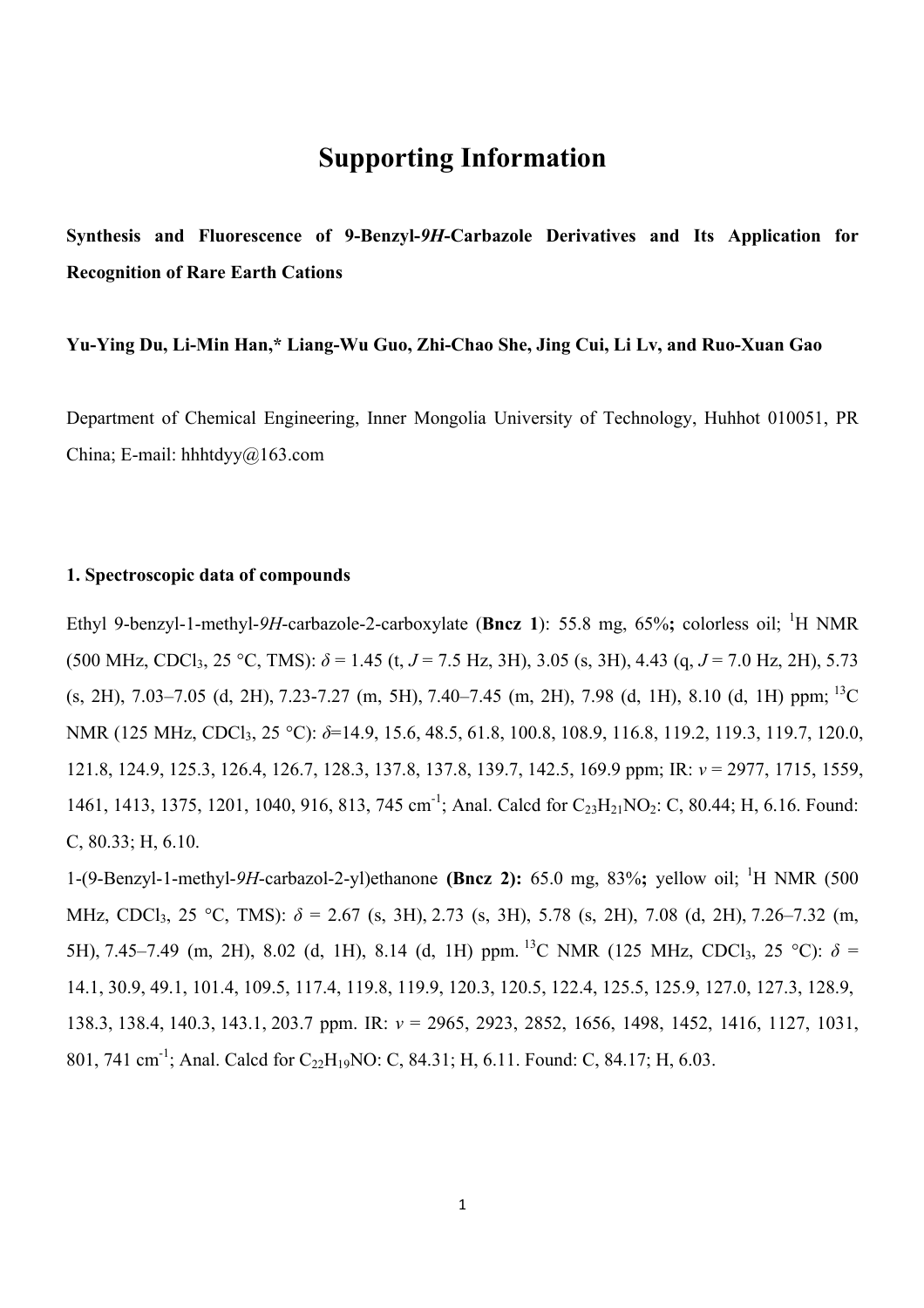# Supporting Information

**Synthesis and Fluorescence of 9-Benzyl-*9H*-Carbazole Derivatives and Its Application for Recognition of Rare Earth Cations**

**Yu-Ying Du, Li-Min Han,* Liang-Wu Guo, Zhi-Chao She, Jing Cui, Li Lv, and Ruo-Xuan Gao**

Department of Chemical Engineering, Inner Mongolia University of Technology, Huhhot 010051, PR China; E-mail: hhhtdyy@163.com

## 1. Spectroscopic data of compounds

Ethyl 9-benzyl-1-methyl-*9H*-carbazole-2-carboxylate (**Bncz 1**): 55.8 mg, 65%**;** colorless oil; $^{1}$H NMR (500 MHz, $CDCl_3$, 25 °C, TMS): $\delta$ = 1.45 (t, $J$ = 7.5 Hz, 3H), 3.05 (s, 3H), 4.43 (q, $J$ = 7.0 Hz, 2H), 5.73 (s, 2H), 7.03–7.05 (d, 2H), 7.23-7.27 (m, 5H), 7.40–7.45 (m, 2H), 7.98 (d, 1H), 8.10 (d, 1H) ppm; $^{13}$C NMR (125 MHz, $CDCl_3$, 25 °C): $\delta$=14.9, 15.6, 48.5, 61.8, 100.8, 108.9, 116.8, 119.2, 119.3, 119.7, 120.0, 121.8, 124.9, 125.3, 126.4, 126.7, 128.3, 137.8, 137.8, 139.7, 142.5, 169.9 ppm; IR: $\nu$ = 2977, 1715, 1559, 1461, 1413, 1375, 1201, 1040, 916, 813, 745 cm$^{-1}$; Anal. Calcd for $C_{23}H_{21}NO_2$: C, 80.44; H, 6.16. Found: C, 80.33; H, 6.10.

1-(9-Benzyl-1-methyl-*9H*-carbazol-2-yl)ethanone **(Bncz 2):** 65.0 mg, 83%**;** yellow oil; $^{1}$H NMR (500 MHz, $CDCl_3$, 25 °C, TMS): $\delta$ = 2.67 (s, 3H), 2.73 (s, 3H), 5.78 (s, 2H), 7.08 (d, 2H), 7.26–7.32 (m, 5H), 7.45–7.49 (m, 2H), 8.02 (d, 1H), 8.14 (d, 1H) ppm. $^{13}$C NMR (125 MHz, $CDCl_3$, 25 °C): $\delta$ = 14.1, 30.9, 49.1, 101.4, 109.5, 117.4, 119.8, 119.9, 120.3, 120.5, 122.4, 125.5, 125.9, 127.0, 127.3, 128.9, 138.3, 138.4, 140.3, 143.1, 203.7 ppm. IR: $\nu$ = 2965, 2923, 2852, 1656, 1498, 1452, 1416, 1127, 1031, 801, 741 cm$^{-1}$; Anal. Calcd for $C_{22}H_{19}NO$: C, 84.31; H, 6.11. Found: C, 84.17; H, 6.03.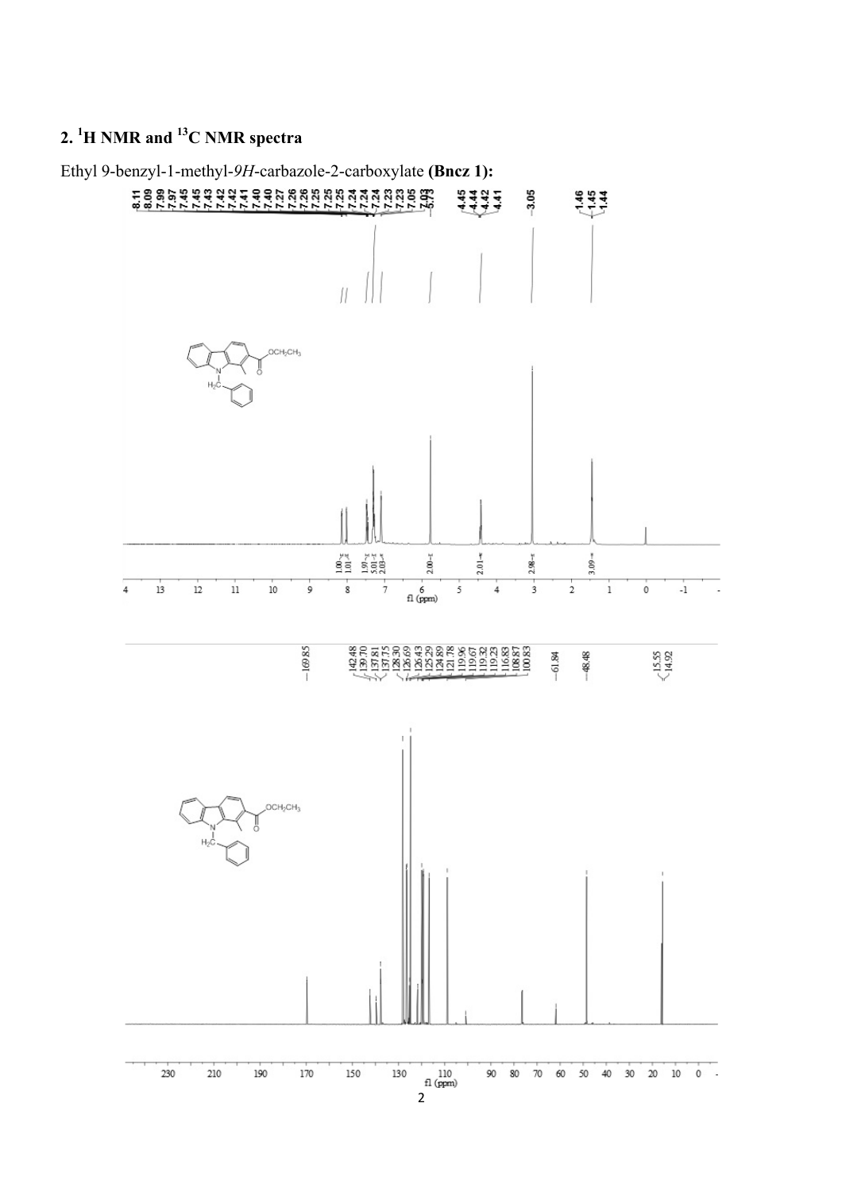## 2. $^{1}$H NMR and $^{13}$C NMR spectra

Ethyl 9-benzyl-1-methyl-*9H*-carbazole-2-carboxylate **(Bncz 1):**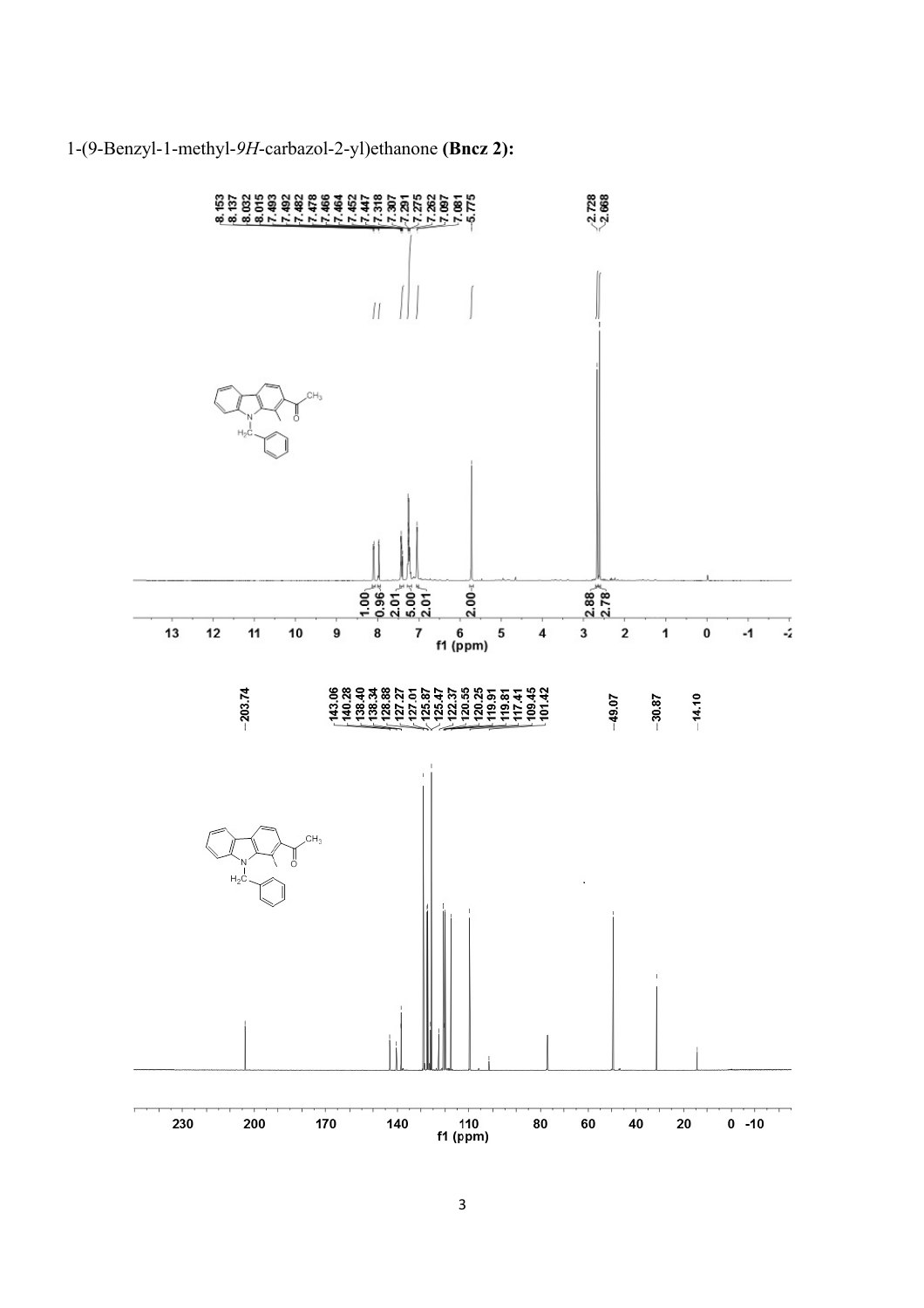1-(9-Benzyl-1-methyl-*9H*-carbazol-2-yl)ethanone **(Bncz 2):**

8.153
8.137
8.032
8.015
7.493
7.492
7.482
7.478
7.466
7.464
7.452
7.447
7.318
7.307
7.291
7.275
7.262
7.097
7.081
5.775

2.728
2.668

1.00
0.96
2.01
5.00
2.01
2.00
2.88
2.78

13 12 11 10 9 8 7 6 5 4 3 2 1 0 -1 -2
f1 (ppm)

203.74

143.06
140.28
138.40
138.34
128.88
127.27
127.01
125.87
125.47
122.37
120.55
120.25
119.91
119.81
117.41
109.45
101.42

49.07

30.87

14.10

230 200 170 140 110 80 60 40 20 0 -10
f1 (ppm)